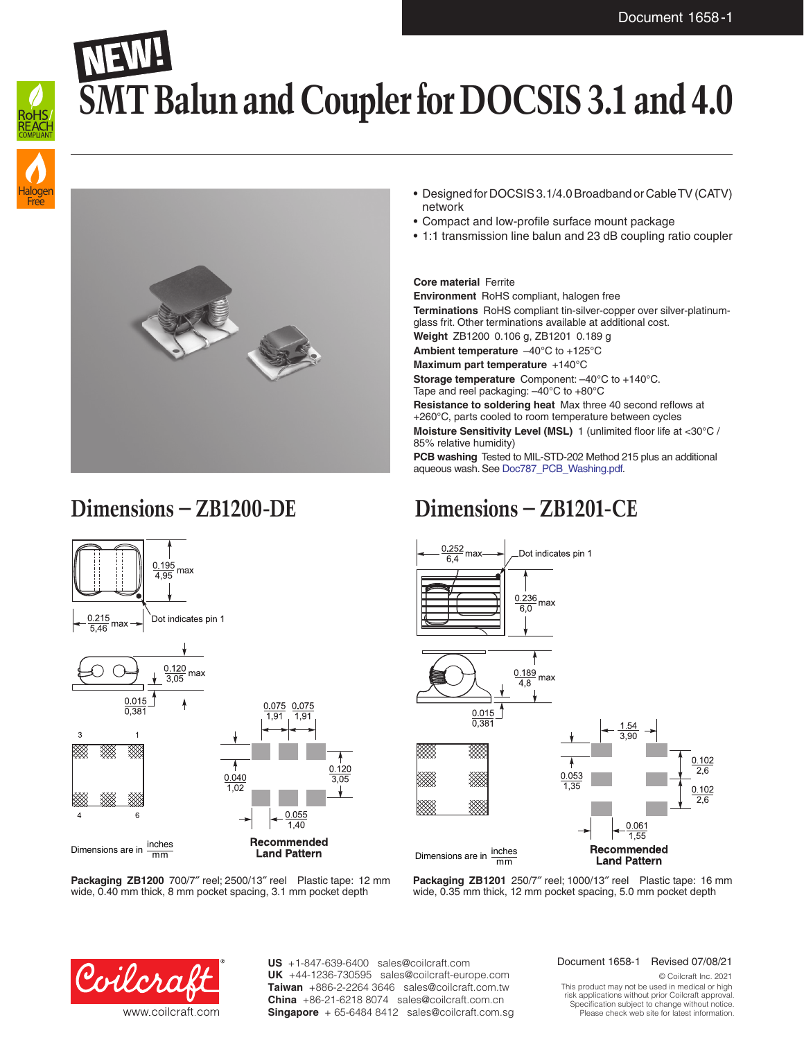NEW!

# SMT Balun and Coupler for DOCSIS 3.1 and 4.0

- Designed for DOCSIS 3.1/4.0 Broadband or Cable TV (CATV) network
- Compact and low-profile surface mount package
- 1:1 transmission line balun and 23 dB coupling ratio coupler

**Core material** Ferrite

**Environment** RoHS compliant, halogen free

**Terminations** RoHS compliant tin-silver-copper over silver-platinum-glass frit. Other terminations available at additional cost.

**Weight** ZB1200 0.106 g, ZB1201 0.189 g

**Ambient temperature** –40°C to +125°C

**Maximum part temperature** +140°C

**Storage temperature** Component: –40°C to +140°C. Tape and reel packaging: –40°C to +80°C

**Resistance to soldering heat** Max three 40 second reflows at +260°C, parts cooled to room temperature between cycles

**Moisture Sensitivity Level (MSL)** 1 (unlimited floor life at <30°C / 85% relative humidity)

**PCB washing** Tested to MIL-STD-202 Method 215 plus an additional aqueous wash. See Doc787_PCB_Washing.pdf.

## Dimensions – ZB1200-DE

0.195 / 4,95 max

0.215 / 5,46 max

Dot indicates pin 1

0.120 / 3,05 max

0.015 / 0,381

Pins: 3, 1, 4, 6

Recommended Land Pattern: 0.075 / 1,91; 0.075 / 1,91; 0.040 / 1,02; 0.120 / 3,05; 0.055 / 1,40

Dimensions are in inches / mm

**Packaging ZB1200** 700/7″ reel; 2500/13″ reel Plastic tape: 12 mm wide, 0.40 mm thick, 8 mm pocket spacing, 3.1 mm pocket depth

## Dimensions – ZB1201-CE

0.252 / 6,4 max

Dot indicates pin 1

0.236 / 6,0 max

0.189 / 4,8 max

0.015 / 0,381

Recommended Land Pattern: 1.54 / 3,90; 0.102 / 2,6; 0.102 / 2,6; 0.053 / 1,35; 0.061 / 1,55

Dimensions are in inches / mm

**Packaging ZB1201** 250/7″ reel; 1000/13″ reel Plastic tape: 16 mm wide, 0.35 mm thick, 12 mm pocket spacing, 5.0 mm pocket depth

Coilcraft www.coilcraft.com

**US** +1-847-639-6400 sales@coilcraft.com
**UK** +44-1236-730595 sales@coilcraft-europe.com
**Taiwan** +886-2-2264 3646 sales@coilcraft.com.tw
**China** +86-21-6218 8074 sales@coilcraft.com.cn
**Singapore** + 65-6484 8412 sales@coilcraft.com.sg

Document 1658-1 Revised 07/08/21

© Coilcraft Inc. 2021
This product may not be used in medical or high risk applications without prior Coilcraft approval. Specification subject to change without notice. Please check web site for latest information.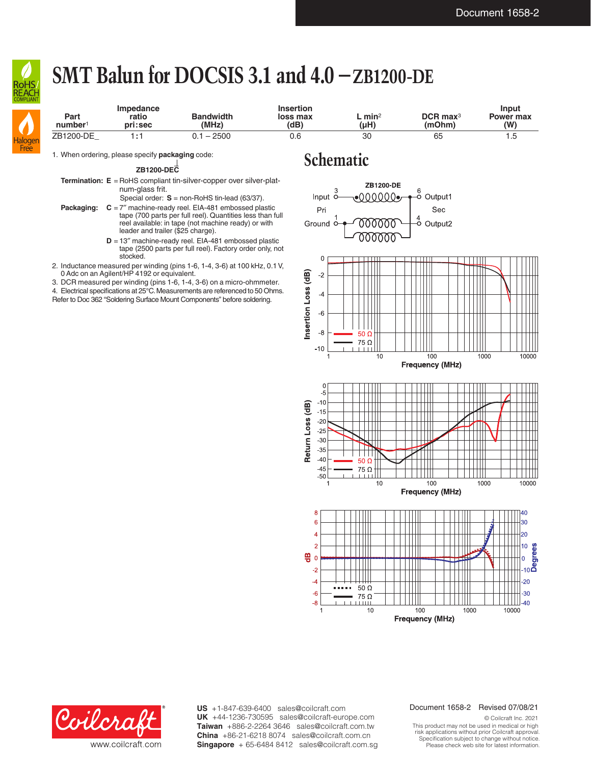# SMT Balun for DOCSIS 3.1 and 4.0 – ZB1200-DE

| Part number[1] | Impedance ratio pri:sec | Bandwidth (MHz) | Insertion loss max (dB) | L min[2] (µH) | DCR max[3] (mOhm) | Input Power max (W) |
|---|---|---|---|---|---|---|
| ZB1200-DE_ | 1:1 | 0.1 – 2500 | 0.6 | 30 | 65 | 1.5 |

1. When ordering, please specify **packaging** code:

   **ZB1200-DEC**

   **Termination:** **E** = RoHS compliant tin-silver-copper over silver-platinum-glass frit.
   Special order: **S** = non-RoHS tin-lead (63/37).

   **Packaging:** **C** = 7″ machine-ready reel. EIA-481 embossed plastic tape (700 parts per full reel). Quantities less than full reel available: in tape (not machine ready) or with leader and trailer ($25 charge).

   **D** = 13″ machine-ready reel. EIA-481 embossed plastic tape (2500 parts per full reel). Factory order only, not stocked.

2. Inductance measured per winding (pins 1-6, 1-4, 3-6) at 100 kHz, 0.1 V, 0 Adc on an Agilent/HP 4192 or equivalent.
3. DCR measured per winding (pins 1-6, 1-4, 3-6) on a micro-ohmmeter.
4. Electrical specifications at 25°C. Measurements are referenced to 50 Ohms.

Refer to Doc 362 “Soldering Surface Mount Components” before soldering.

## Schematic

ZB1200-DE

Input 3 — Pri — Ground 1 ; 6 Output1 — Sec — 4 Output2

Insertion Loss (dB) vs. Frequency (MHz) — 50 Ω, 75 Ω

Return Loss (dB) vs. Frequency (MHz) — 50 Ω, 75 Ω

dB / Degrees vs. Frequency (MHz) — 50 Ω, 75 Ω

**US** +1-847-639-6400 sales@coilcraft.com
**UK** +44-1236-730595 sales@coilcraft-europe.com
**Taiwan** +886-2-2264 3646 sales@coilcraft.com.tw
**China** +86-21-6218 8074 sales@coilcraft.com.cn
**Singapore** + 65-6484 8412 sales@coilcraft.com.sg

www.coilcraft.com

Document 1658-2 Revised 07/08/21

© Coilcraft Inc. 2021
This product may not be used in medical or high risk applications without prior Coilcraft approval. Specification subject to change without notice. Please check web site for latest information.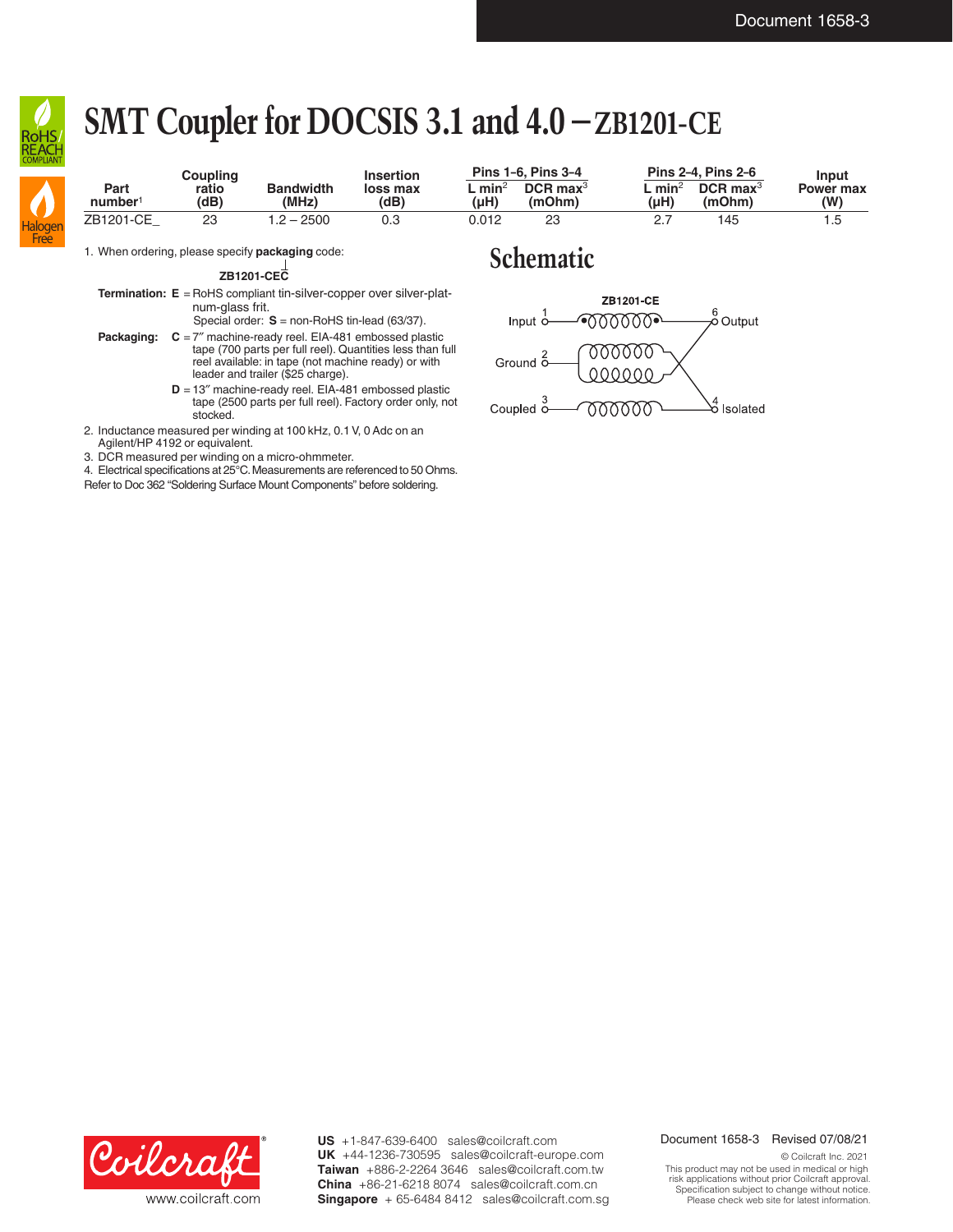# SMT Coupler for DOCSIS 3.1 and 4.0 – ZB1201-CE

| Part number[1] | Coupling ratio (dB) | Bandwidth (MHz) | Insertion loss max (dB) | Pins 1-6, Pins 3-4 | | Pins 2-4, Pins 2-6 | | Input Power max (W) |
|---|---|---|---|---|---|---|---|---|
| | | | | L min[2] (µH) | DCR max[3] (mOhm) | L min[2] (µH) | DCR max[3] (mOhm) | |
| ZB1201-CE_ | 23 | 1.2 – 2500 | 0.3 | 0.012 | 23 | 2.7 | 145 | 1.5 |

1. When ordering, please specify **packaging** code:

   **ZB1201-CEC**

   **Termination:** **E** = RoHS compliant tin-silver-copper over silver-platinum-glass frit.
   Special order: **S** = non-RoHS tin-lead (63/37).

   **Packaging:** **C** = 7″ machine-ready reel. EIA-481 embossed plastic tape (700 parts per full reel). Quantities less than full reel available: in tape (not machine ready) or with leader and trailer ($25 charge).

   **D** = 13″ machine-ready reel. EIA-481 embossed plastic tape (2500 parts per full reel). Factory order only, not stocked.
2. Inductance measured per winding at 100 kHz, 0.1 V, 0 Adc on an Agilent/HP 4192 or equivalent.
3. DCR measured per winding on a micro-ohmmeter.
4. Electrical specifications at 25°C. Measurements are referenced to 50 Ohms.

Refer to Doc 362 “Soldering Surface Mount Components” before soldering.

## Schematic

ZB1201-CE

Input 1, Output 6, Ground 2, Coupled 3, Isolated 4

US +1-847-639-6400 sales@coilcraft.com
UK +44-1236-730595 sales@coilcraft-europe.com
Taiwan +886-2-2264 3646 sales@coilcraft.com.tw
China +86-21-6218 8074 sales@coilcraft.com.cn
Singapore + 65-6484 8412 sales@coilcraft.com.sg

www.coilcraft.com

Document 1658-3 Revised 07/08/21

© Coilcraft Inc. 2021
This product may not be used in medical or high risk applications without prior Coilcraft approval.
Specification subject to change without notice.
Please check web site for latest information.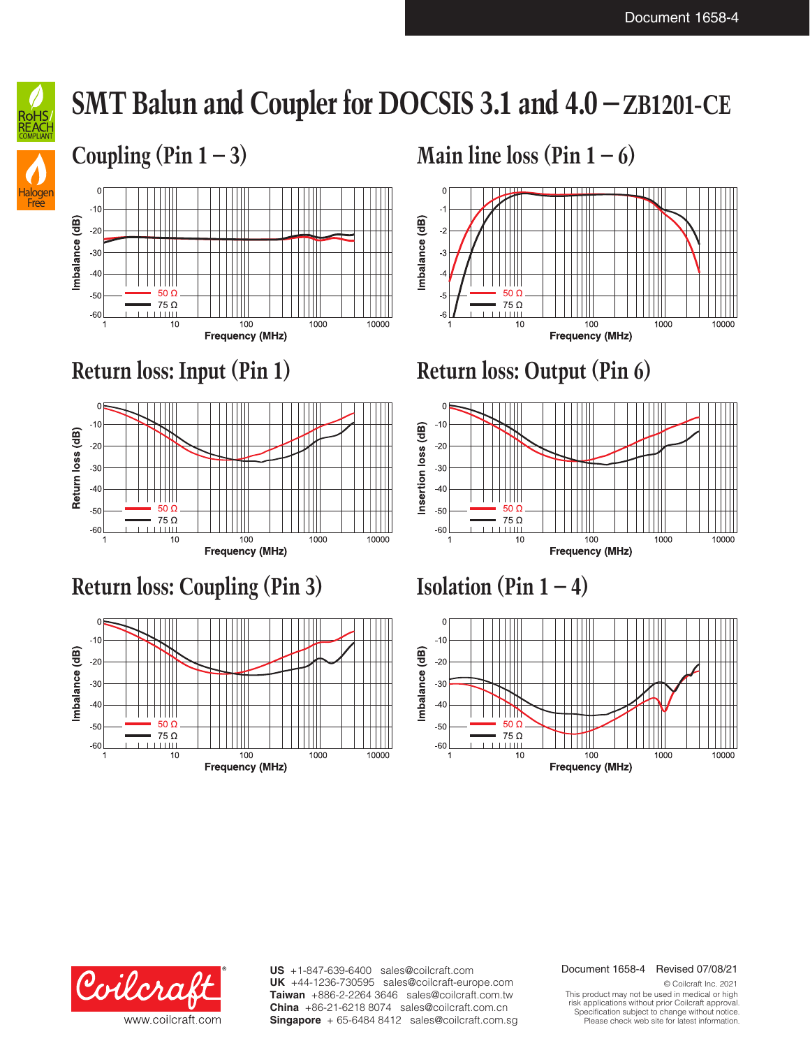# SMT Balun and Coupler for DOCSIS 3.1 and 4.0 – ZB1201-CE

## Coupling (Pin 1 – 3)

Imbalance (dB)
0
-10
-20
-30
-40
-50
-60
50 Ω
75 Ω
1
10
100
1000
10000
Frequency (MHz)

## Main line loss (Pin 1 – 6)

Imbalance (dB)
0
-1
-2
-3
-4
-5
-6
50 Ω
75 Ω
1
10
100
1000
10000
Frequency (MHz)

## Return loss: Input (Pin 1)

Return loss (dB)
0
-10
-20
-30
-40
-50
-60
50 Ω
75 Ω
1
10
100
1000
10000
Frequency (MHz)

## Return loss: Output (Pin 6)

Insertion loss (dB)
0
-10
-20
-30
-40
-50
-60
50 Ω
75 Ω
1
10
100
1000
10000
Frequency (MHz)

## Return loss: Coupling (Pin 3)

Imbalance (dB)
0
-10
-20
-30
-40
-50
-60
50 Ω
75 Ω
1
10
100
1000
10000
Frequency (MHz)

## Isolation (Pin 1 – 4)

Imbalance (dB)
0
-10
-20
-30
-40
-50
-60
50 Ω
75 Ω
1
10
100
1000
10000
Frequency (MHz)

Coilcraft®
www.coilcraft.com

**US** +1-847-639-6400 sales@coilcraft.com
**UK** +44-1236-730595 sales@coilcraft-europe.com
**Taiwan** +886-2-2264 3646 sales@coilcraft.com.tw
**China** +86-21-6218 8074 sales@coilcraft.com.cn
**Singapore** + 65-6484 8412 sales@coilcraft.com.sg

Document 1658-4 Revised 07/08/21

© Coilcraft Inc. 2021
This product may not be used in medical or high risk applications without prior Coilcraft approval.
Specification subject to change without notice.
Please check web site for latest information.